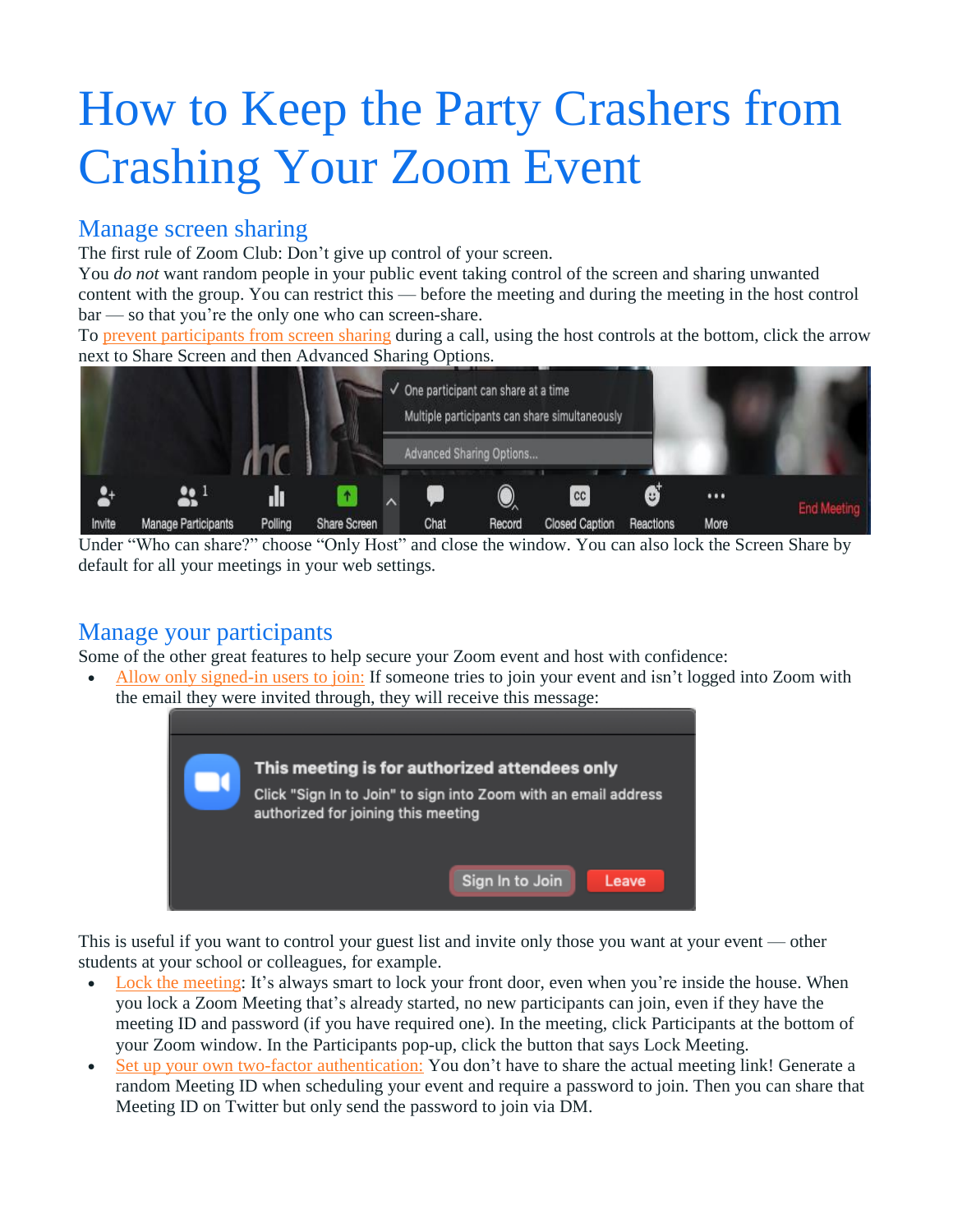# How to Keep the Party Crashers from Crashing Your Zoom Event

## Manage screen sharing

The first rule of Zoom Club: Don't give up control of your screen.

You *do not* want random people in your public event taking control of the screen and sharing unwanted content with the group. You can restrict this — before the meeting and during the meeting in the host control bar — so that you're the only one who can screen-share.

To prevent participants from screen sharing during a call, using the host controls at the bottom, click the arrow next to Share Screen and then Advanced Sharing Options.

Under "Who can share?" choose "Only Host" and close the window. You can also lock the Screen Share by default for all your meetings in your web settings.

## Manage your participants

Some of the other great features to help secure your Zoom event and host with confidence:

- Allow only signed-in users to join: If someone tries to join your event and isn't logged into Zoom with the email they were invited through, they will receive this message:

This is useful if you want to control your guest list and invite only those you want at your event — other students at your school or colleagues, for example.

- Lock the meeting: It's always smart to lock your front door, even when you're inside the house. When you lock a Zoom Meeting that's already started, no new participants can join, even if they have the meeting ID and password (if you have required one). In the meeting, click Participants at the bottom of your Zoom window. In the Participants pop-up, click the button that says Lock Meeting.
- Set up your own two-factor authentication: You don't have to share the actual meeting link! Generate a random Meeting ID when scheduling your event and require a password to join. Then you can share that Meeting ID on Twitter but only send the password to join via DM.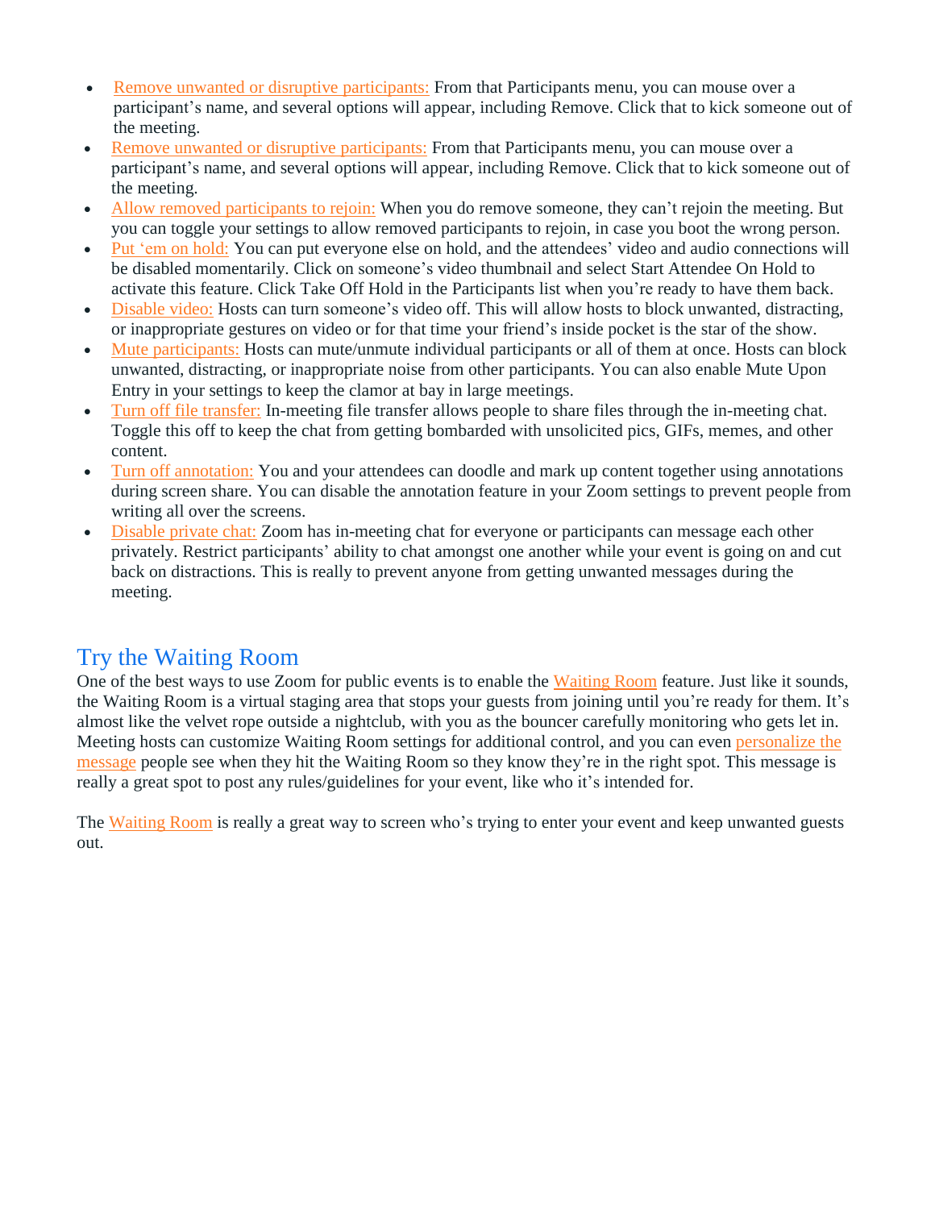- Remove unwanted or disruptive participants: From that Participants menu, you can mouse over a participant's name, and several options will appear, including Remove. Click that to kick someone out of the meeting.
- Remove unwanted or disruptive participants: From that Participants menu, you can mouse over a participant's name, and several options will appear, including Remove. Click that to kick someone out of the meeting.
- Allow removed participants to rejoin: When you do remove someone, they can't rejoin the meeting. But you can toggle your settings to allow removed participants to rejoin, in case you boot the wrong person.
- Put 'em on hold: You can put everyone else on hold, and the attendees' video and audio connections will be disabled momentarily. Click on someone's video thumbnail and select Start Attendee On Hold to activate this feature. Click Take Off Hold in the Participants list when you're ready to have them back.
- Disable video: Hosts can turn someone's video off. This will allow hosts to block unwanted, distracting, or inappropriate gestures on video or for that time your friend's inside pocket is the star of the show.
- Mute participants: Hosts can mute/unmute individual participants or all of them at once. Hosts can block unwanted, distracting, or inappropriate noise from other participants. You can also enable Mute Upon Entry in your settings to keep the clamor at bay in large meetings.
- Turn off file transfer: In-meeting file transfer allows people to share files through the in-meeting chat. Toggle this off to keep the chat from getting bombarded with unsolicited pics, GIFs, memes, and other content.
- Turn off annotation: You and your attendees can doodle and mark up content together using annotations during screen share. You can disable the annotation feature in your Zoom settings to prevent people from writing all over the screens.
- Disable private chat: Zoom has in-meeting chat for everyone or participants can message each other privately. Restrict participants' ability to chat amongst one another while your event is going on and cut back on distractions. This is really to prevent anyone from getting unwanted messages during the meeting.

## Try the Waiting Room

One of the best ways to use Zoom for public events is to enable the Waiting Room feature. Just like it sounds, the Waiting Room is a virtual staging area that stops your guests from joining until you're ready for them. It's almost like the velvet rope outside a nightclub, with you as the bouncer carefully monitoring who gets let in. Meeting hosts can customize Waiting Room settings for additional control, and you can even personalize the message people see when they hit the Waiting Room so they know they're in the right spot. This message is really a great spot to post any rules/guidelines for your event, like who it's intended for.

The Waiting Room is really a great way to screen who's trying to enter your event and keep unwanted guests out.